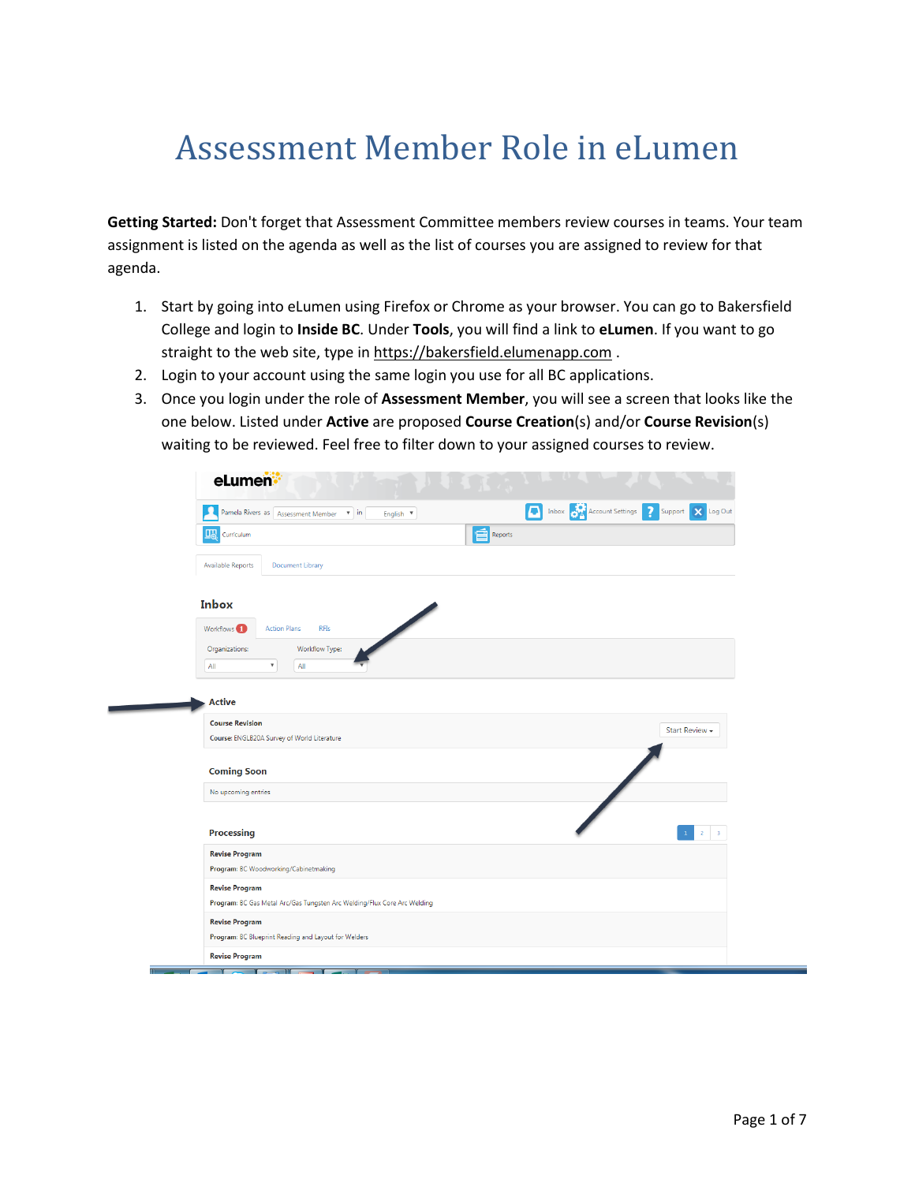# Assessment Member Role in eLumen

**Getting Started:** Don't forget that Assessment Committee members review courses in teams. Your team assignment is listed on the agenda as well as the list of courses you are assigned to review for that agenda.

1. Start by going into eLumen using Firefox or Chrome as your browser. You can go to Bakersfield College and login to **Inside BC**. Under **Tools**, you will find a link to **eLumen**. If you want to go straight to the web site, type in https://bakersfield.elumenapp.com .
2. Login to your account using the same login you use for all BC applications.
3. Once you login under the role of **Assessment Member**, you will see a screen that looks like the one below. Listed under **Active** are proposed **Course Creation**(s) and/or **Course Revision**(s) waiting to be reviewed. Feel free to filter down to your assigned courses to review.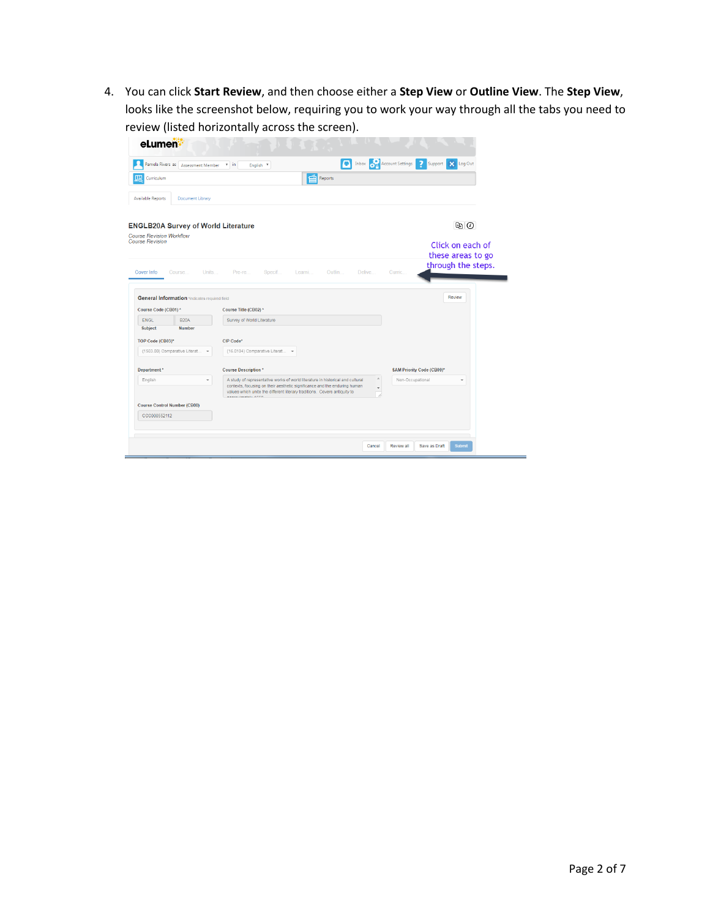4. You can click **Start Review**, and then choose either a **Step View** or **Outline View**. The **Step View**, looks like the screenshot below, requiring you to work your way through all the tabs you need to review (listed horizontally across the screen).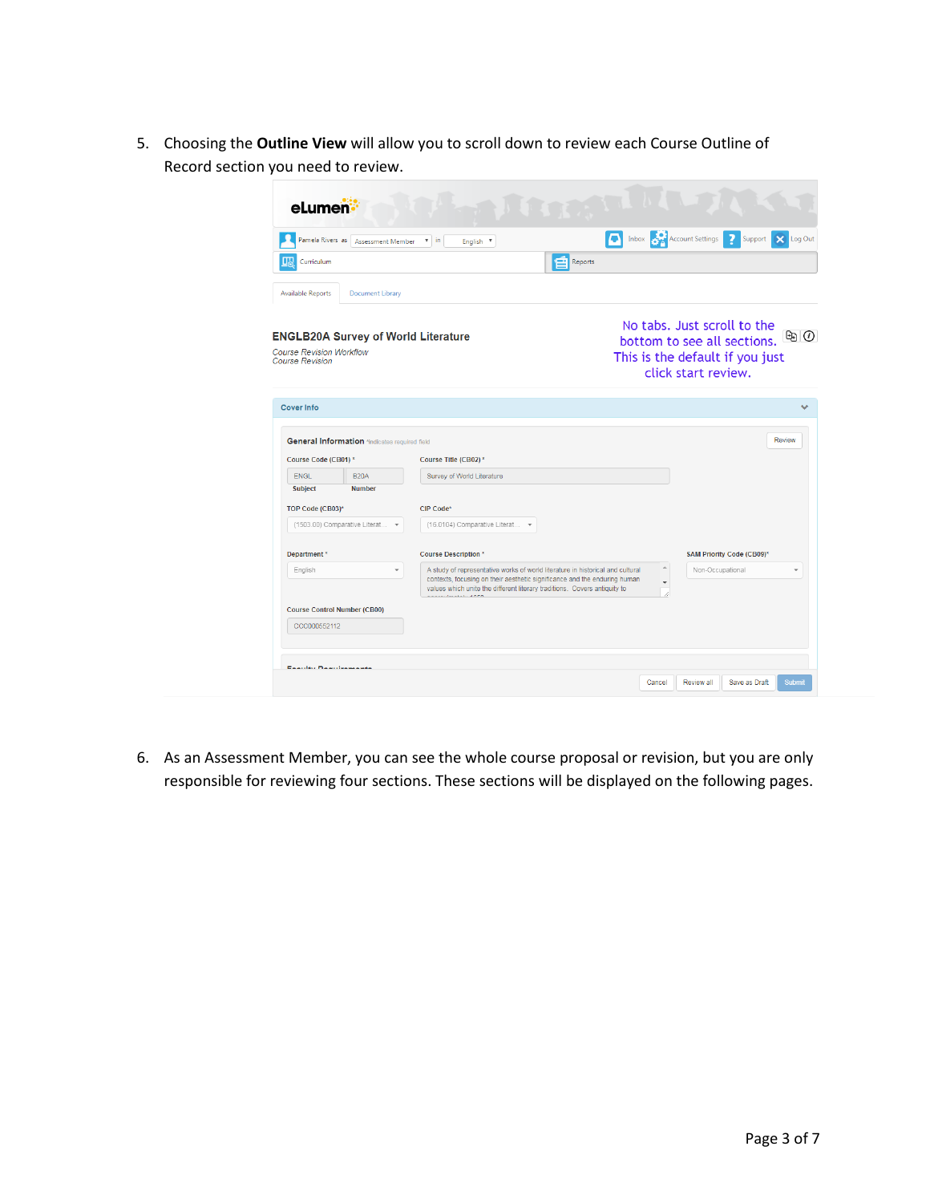5. Choosing the **Outline View** will allow you to scroll down to review each Course Outline of Record section you need to review.

No tabs. Just scroll to the bottom to see all sections. This is the default if you just click start review.

6. As an Assessment Member, you can see the whole course proposal or revision, but you are only responsible for reviewing four sections. These sections will be displayed on the following pages.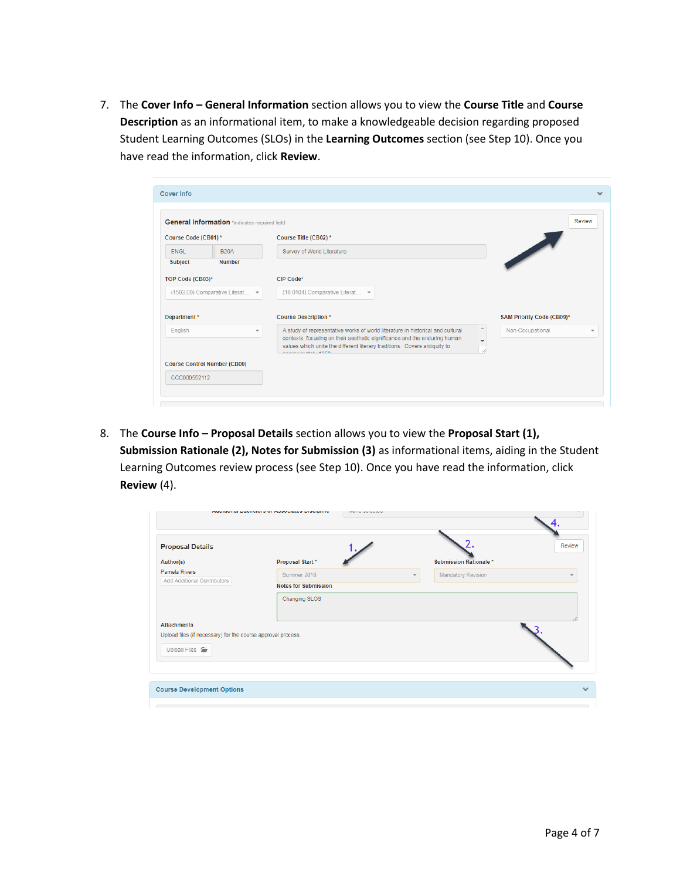7. The **Cover Info – General Information** section allows you to view the **Course Title** and **Course Description** as an informational item, to make a knowledgeable decision regarding proposed Student Learning Outcomes (SLOs) in the **Learning Outcomes** section (see Step 10). Once you have read the information, click **Review**.

8. The **Course Info – Proposal Details** section allows you to view the **Proposal Start (1), Submission Rationale (2), Notes for Submission (3)** as informational items, aiding in the Student Learning Outcomes review process (see Step 10). Once you have read the information, click **Review** (4).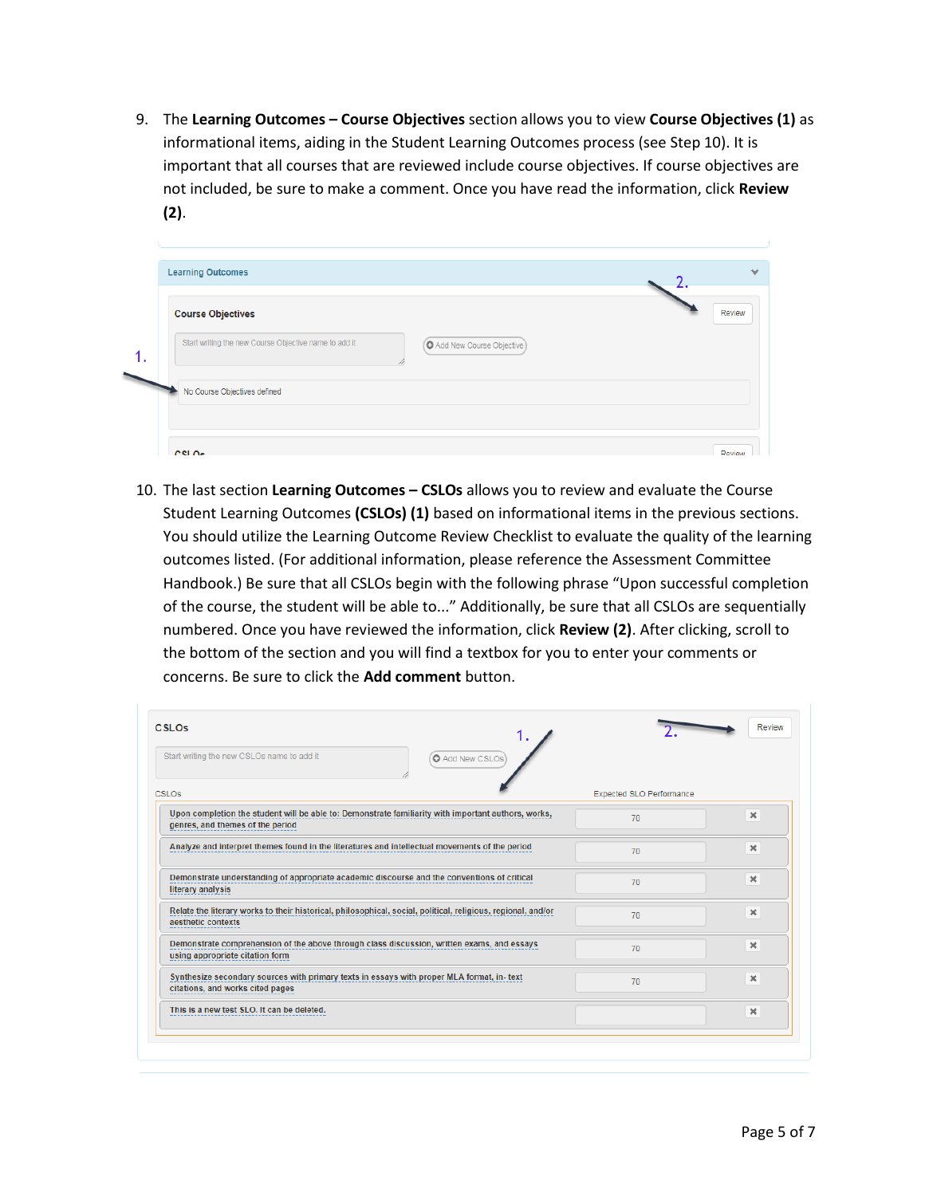9. The **Learning Outcomes – Course Objectives** section allows you to view **Course Objectives (1)** as informational items, aiding in the Student Learning Outcomes process (see Step 10). It is important that all courses that are reviewed include course objectives. If course objectives are not included, be sure to make a comment. Once you have read the information, click **Review (2)**.

10. The last section **Learning Outcomes – CSLOs** allows you to review and evaluate the Course Student Learning Outcomes **(CSLOs) (1)** based on informational items in the previous sections. You should utilize the Learning Outcome Review Checklist to evaluate the quality of the learning outcomes listed. (For additional information, please reference the Assessment Committee Handbook.) Be sure that all CSLOs begin with the following phrase "Upon successful completion of the course, the student will be able to..." Additionally, be sure that all CSLOs are sequentially numbered. Once you have reviewed the information, click **Review (2)**. After clicking, scroll to the bottom of the section and you will find a textbox for you to enter your comments or concerns. Be sure to click the **Add comment** button.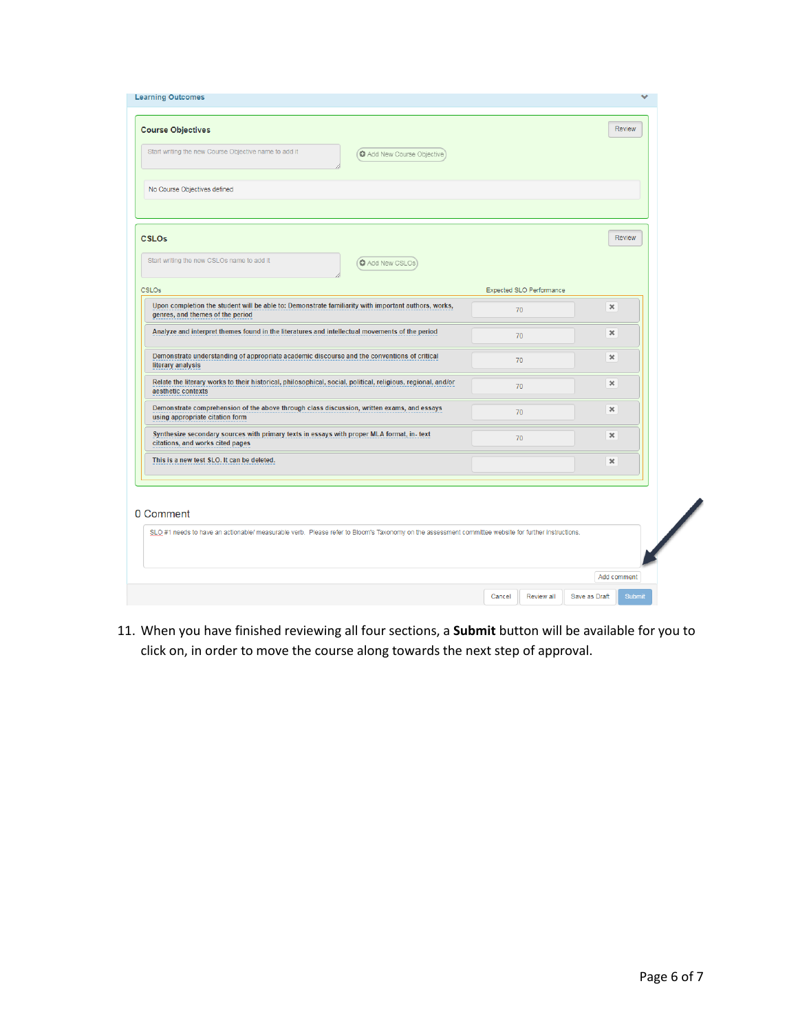Learning Outcomes

**Course Objectives**

Review

Start writing the new Course Objective name to add it

Add New Course Objective

No Course Objectives defined

**CSLOs**

Review

Start writing the new CSLOs name to add it

Add New CSLOs

| CSLOs | Expected SLO Performance | |
|---|---|---|
| Upon completion the student will be able to: Demonstrate familiarity with important authors, works, genres, and themes of the period | 70 | × |
| Analyze and interpret themes found in the literatures and intellectual movements of the period | 70 | × |
| Demonstrate understanding of appropriate academic discourse and the conventions of critical literary analysis | 70 | × |
| Relate the literary works to their historical, philosophical, social, political, religious, regional, and/or aesthetic contexts | 70 | × |
| Demonstrate comprehension of the above through class discussion, written exams, and essays using appropriate citation form | 70 | × |
| Synthesize secondary sources with primary texts in essays with proper MLA format, in- text citations, and works cited pages | 70 | × |
| This is a new test SLO. It can be deleted. | | × |

0 Comment

SLO #1 needs to have an actionable/ measurable verb. Please refer to Bloom's Taxonomy on the assessment committee website for further instructions.

Add comment

Cancel | Review all | Save as Draft | Submit

11. When you have finished reviewing all four sections, a **Submit** button will be available for you to click on, in order to move the course along towards the next step of approval.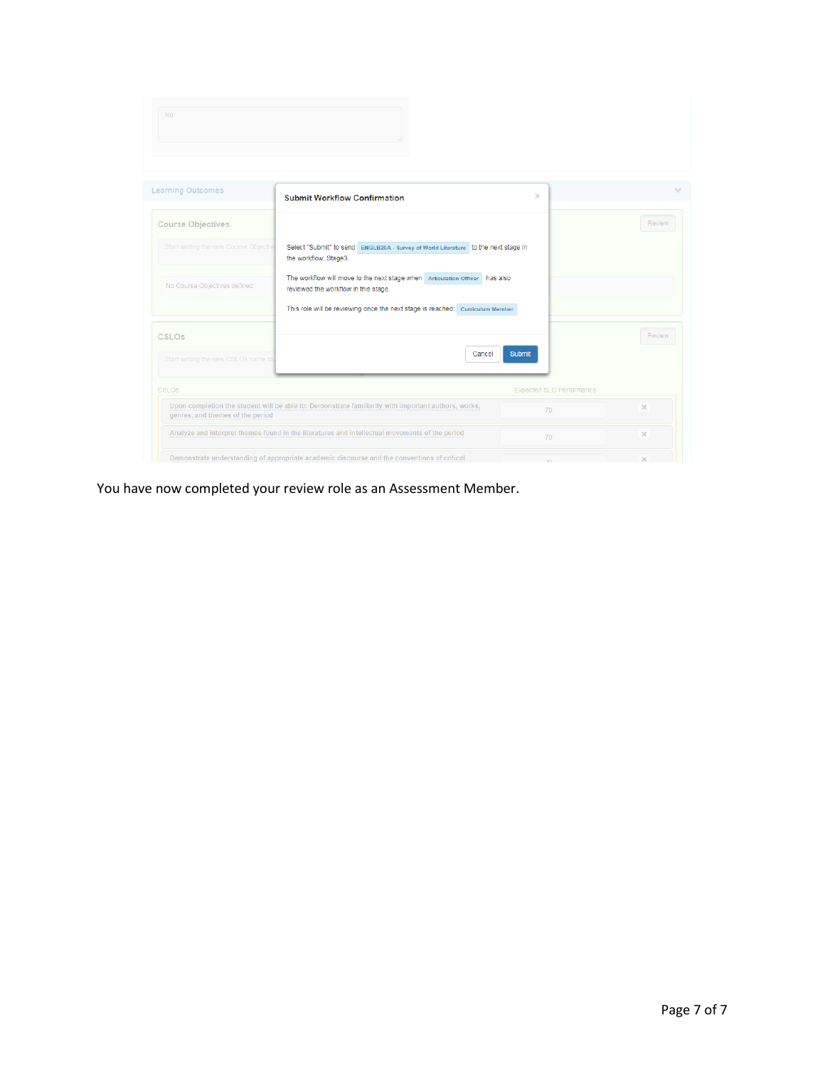You have now completed your review role as an Assessment Member.